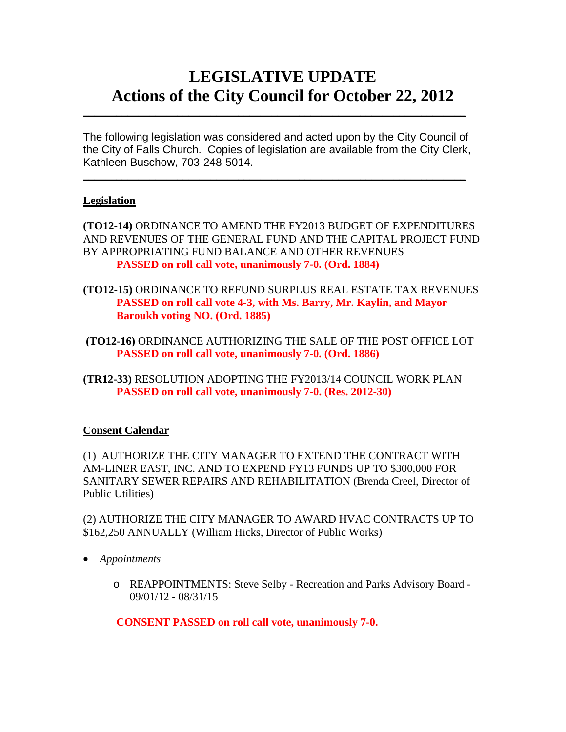# LEGISLATIVE UPDATE
# Actions of the City Council for October 22, 2012

---

The following legislation was considered and acted upon by the City Council of the City of Falls Church. Copies of legislation are available from the City Clerk, Kathleen Buschow, 703-248-5014.

---

## Legislation

**(TO12-14)** ORDINANCE TO AMEND THE FY2013 BUDGET OF EXPENDITURES AND REVENUES OF THE GENERAL FUND AND THE CAPITAL PROJECT FUND BY APPROPRIATING FUND BALANCE AND OTHER REVENUES
**PASSED on roll call vote, unanimously 7-0. (Ord. 1884)**

**(TO12-15)** ORDINANCE TO REFUND SURPLUS REAL ESTATE TAX REVENUES
**PASSED on roll call vote 4-3, with Ms. Barry, Mr. Kaylin, and Mayor Baroukh voting NO. (Ord. 1885)**

**(TO12-16)** ORDINANCE AUTHORIZING THE SALE OF THE POST OFFICE LOT
**PASSED on roll call vote, unanimously 7-0. (Ord. 1886)**

**(TR12-33)** RESOLUTION ADOPTING THE FY2013/14 COUNCIL WORK PLAN
**PASSED on roll call vote, unanimously 7-0. (Res. 2012-30)**

## Consent Calendar

(1) AUTHORIZE THE CITY MANAGER TO EXTEND THE CONTRACT WITH AM-LINER EAST, INC. AND TO EXPEND FY13 FUNDS UP TO $300,000 FOR SANITARY SEWER REPAIRS AND REHABILITATION (Brenda Creel, Director of Public Utilities)

(2) AUTHORIZE THE CITY MANAGER TO AWARD HVAC CONTRACTS UP TO $162,250 ANNUALLY (William Hicks, Director of Public Works)

- *Appointments*
  - REAPPOINTMENTS: Steve Selby - Recreation and Parks Advisory Board - 09/01/12 - 08/31/15

**CONSENT PASSED on roll call vote, unanimously 7-0.**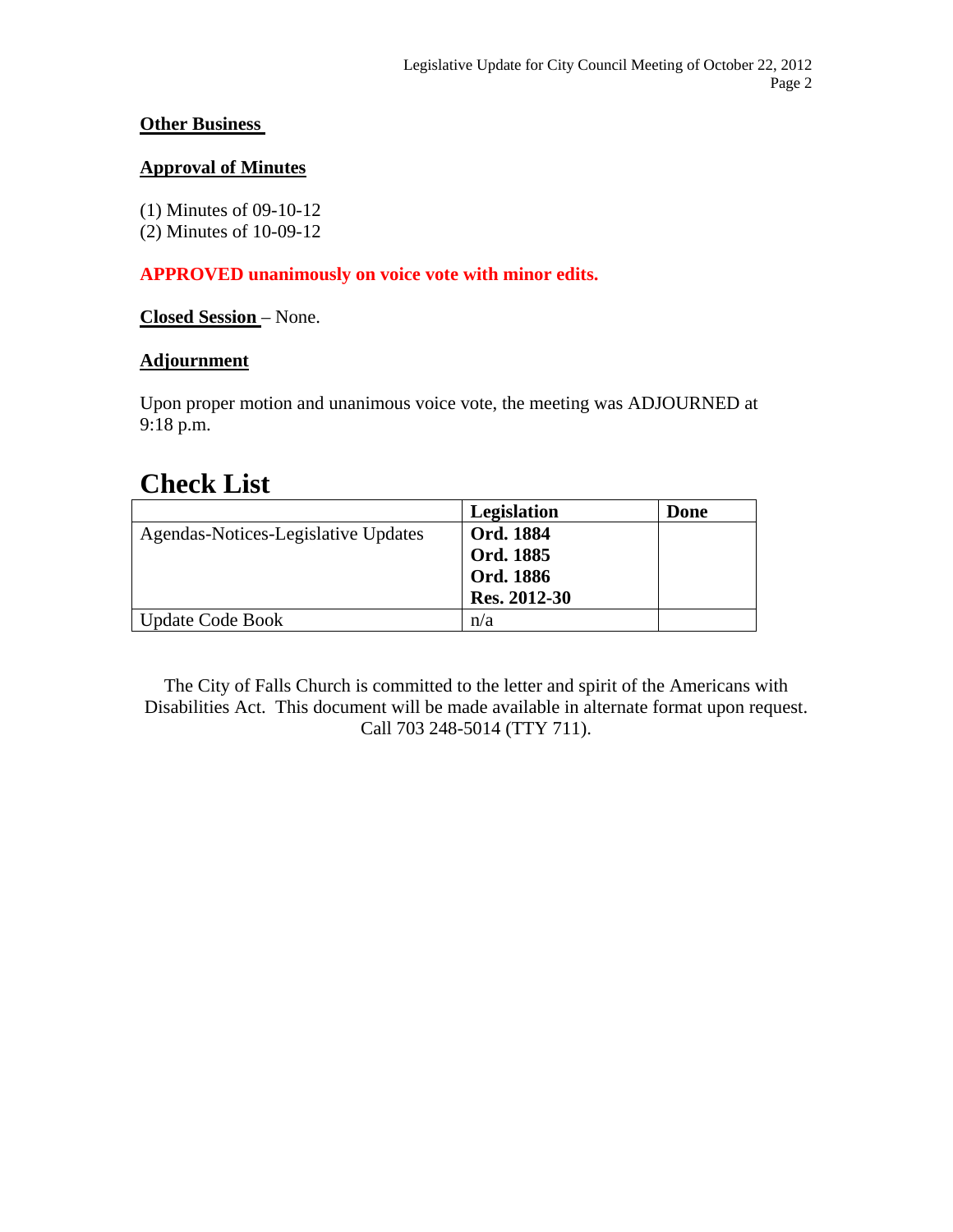**Other Business**

**Approval of Minutes**

(1) Minutes of 09-10-12
(2) Minutes of 10-09-12

**APPROVED unanimously on voice vote with minor edits.**

**Closed Session** – None.

**Adjournment**

Upon proper motion and unanimous voice vote, the meeting was ADJOURNED at 9:18 p.m.

# Check List

| | Legislation | Done |
|---|---|---|
| Agendas-Notices-Legislative Updates | **Ord. 1884**<br>**Ord. 1885**<br>**Ord. 1886**<br>**Res. 2012-30** | |
| Update Code Book | n/a | |

The City of Falls Church is committed to the letter and spirit of the Americans with Disabilities Act. This document will be made available in alternate format upon request. Call 703 248-5014 (TTY 711).